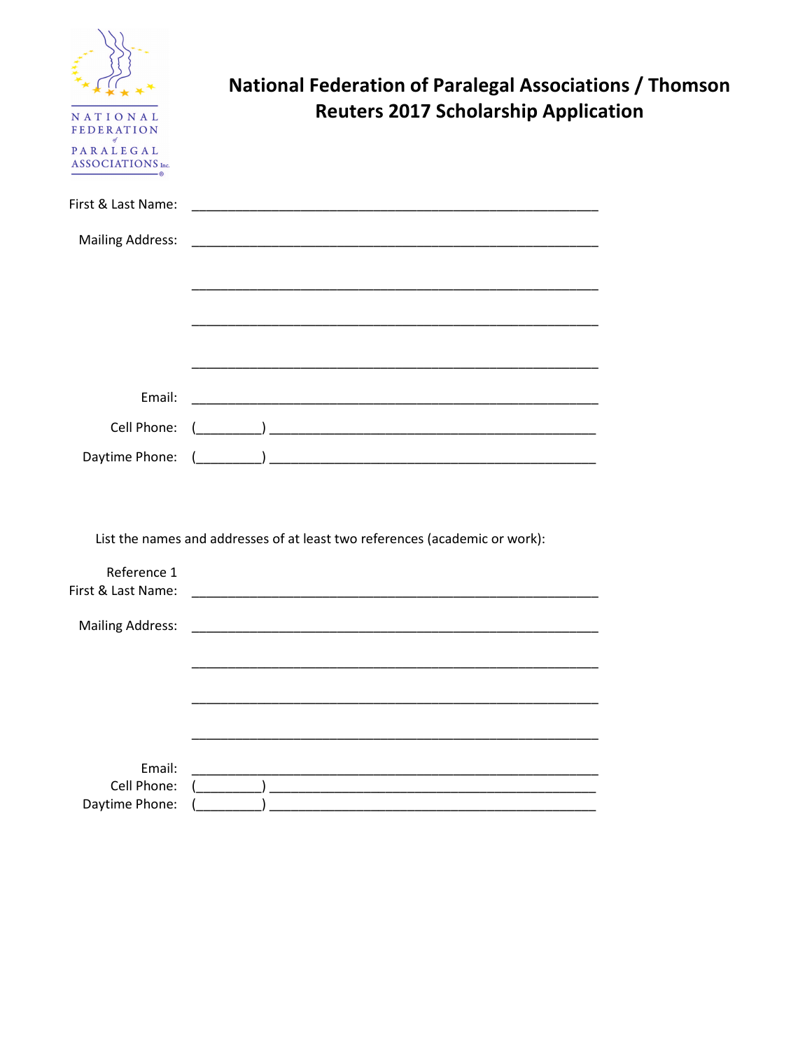NATIONAL FEDERATION of PARALEGAL ASSOCIATIONS Inc.

# National Federation of Paralegal Associations / Thomson Reuters 2017 Scholarship Application

First & Last Name: ____________________________________________________

Mailing Address: ____________________________________________________

____________________________________________________

____________________________________________________

____________________________________________________

Email: ____________________________________________________

Cell Phone: (_________) ___________________________________________

Daytime Phone: (_________) ___________________________________________

List the names and addresses of at least two references (academic or work):

Reference 1
First & Last Name: ____________________________________________________

Mailing Address: ____________________________________________________

____________________________________________________

____________________________________________________

____________________________________________________

Email: ____________________________________________________
Cell Phone: (_________) ___________________________________________
Daytime Phone: (_________) ___________________________________________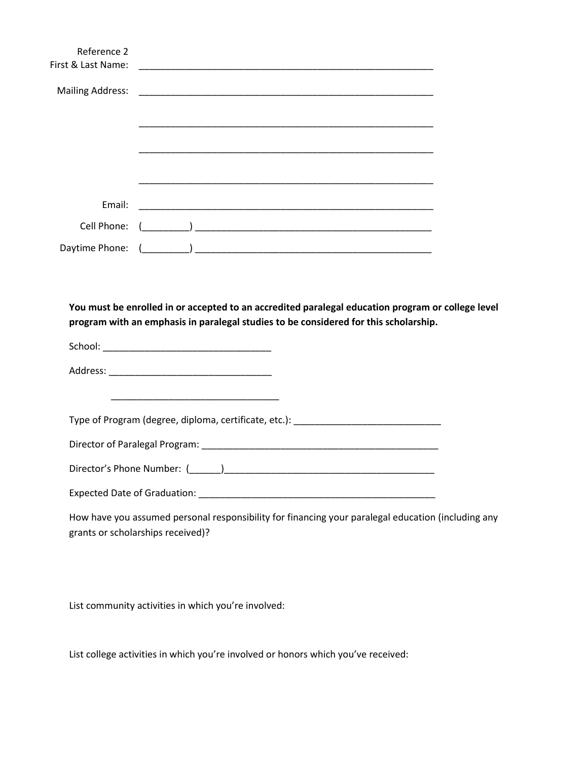Reference 2

First & Last Name: ____________________________________________________________

Mailing Address: ____________________________________________________________

____________________________________________________________

____________________________________________________________

____________________________________________________________

Email: ____________________________________________________________

Cell Phone: (_________) ________________________________________________

Daytime Phone: (_________) ________________________________________________

**You must be enrolled in or accepted to an accredited paralegal education program or college level program with an emphasis in paralegal studies to be considered for this scholarship.**

School: ________________________________

Address: _______________________________

________________________________

Type of Program (degree, diploma, certificate, etc.): ____________________________

Director of Paralegal Program: ________________________________________________

Director's Phone Number: (______)_________________________________________

Expected Date of Graduation: ________________________________________________

How have you assumed personal responsibility for financing your paralegal education (including any grants or scholarships received)?

List community activities in which you're involved:

List college activities in which you're involved or honors which you've received: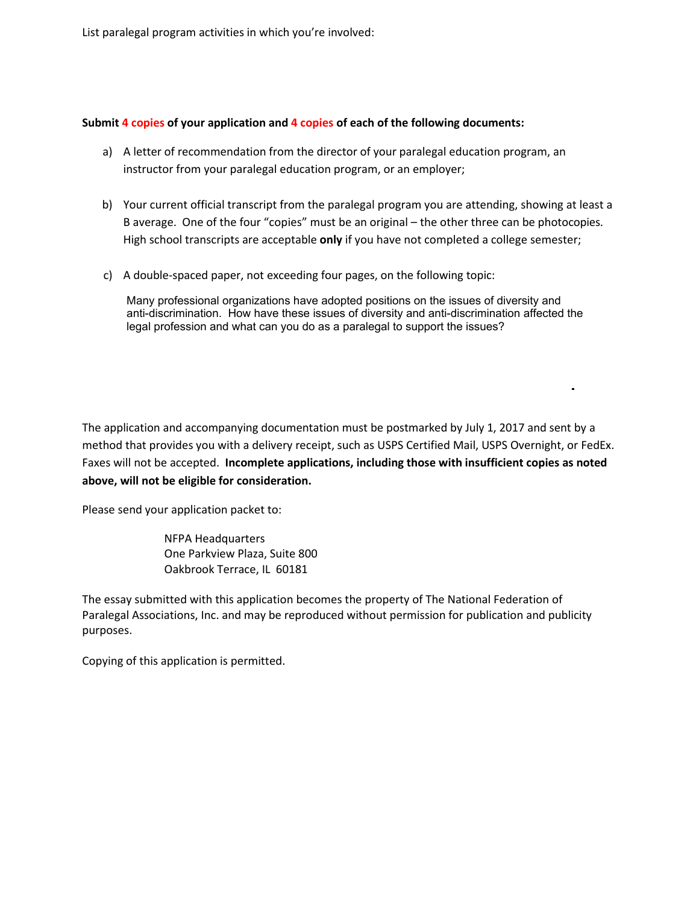List paralegal program activities in which you're involved:

**Submit 4 copies of your application and 4 copies of each of the following documents:**

a) A letter of recommendation from the director of your paralegal education program, an instructor from your paralegal education program, or an employer;

b) Your current official transcript from the paralegal program you are attending, showing at least a B average. One of the four "copies" must be an original – the other three can be photocopies. High school transcripts are acceptable **only** if you have not completed a college semester;

c) A double-spaced paper, not exceeding four pages, on the following topic:

   Many professional organizations have adopted positions on the issues of diversity and anti-discrimination. How have these issues of diversity and anti-discrimination affected the legal profession and what can you do as a paralegal to support the issues?

The application and accompanying documentation must be postmarked by July 1, 2017 and sent by a method that provides you with a delivery receipt, such as USPS Certified Mail, USPS Overnight, or FedEx. Faxes will not be accepted. **Incomplete applications, including those with insufficient copies as noted above, will not be eligible for consideration.**

Please send your application packet to:

NFPA Headquarters
One Parkview Plaza, Suite 800
Oakbrook Terrace, IL 60181

The essay submitted with this application becomes the property of The National Federation of Paralegal Associations, Inc. and may be reproduced without permission for publication and publicity purposes.

Copying of this application is permitted.